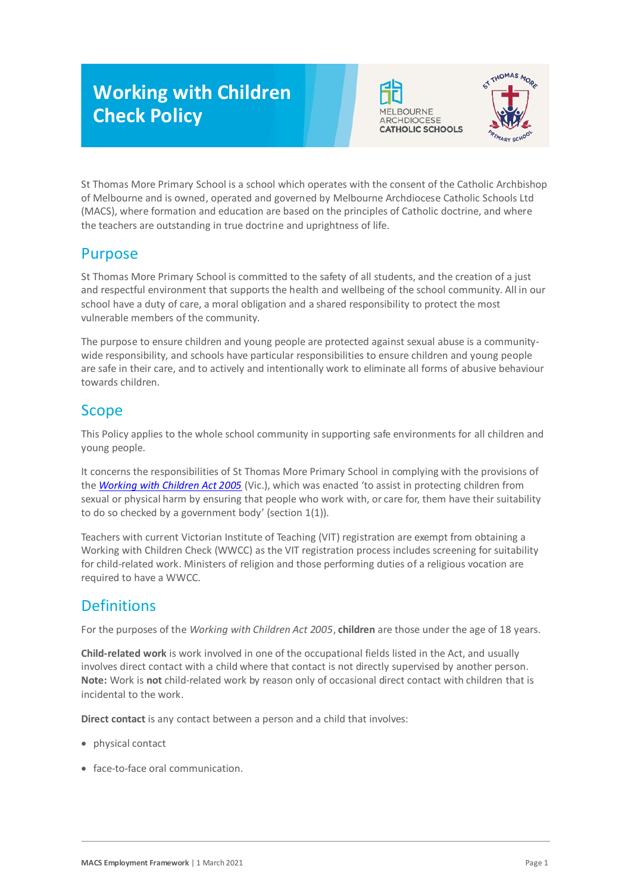# Working with Children Check Policy

St Thomas More Primary School is a school which operates with the consent of the Catholic Archbishop of Melbourne and is owned, operated and governed by Melbourne Archdiocese Catholic Schools Ltd (MACS), where formation and education are based on the principles of Catholic doctrine, and where the teachers are outstanding in true doctrine and uprightness of life.

## Purpose

St Thomas More Primary School is committed to the safety of all students, and the creation of a just and respectful environment that supports the health and wellbeing of the school community. All in our school have a duty of care, a moral obligation and a shared responsibility to protect the most vulnerable members of the community.

The purpose to ensure children and young people are protected against sexual abuse is a community-wide responsibility, and schools have particular responsibilities to ensure children and young people are safe in their care, and to actively and intentionally work to eliminate all forms of abusive behaviour towards children.

## Scope

This Policy applies to the whole school community in supporting safe environments for all children and young people.

It concerns the responsibilities of St Thomas More Primary School in complying with the provisions of the *Working with Children Act 2005* (Vic.), which was enacted 'to assist in protecting children from sexual or physical harm by ensuring that people who work with, or care for, them have their suitability to do so checked by a government body' (section 1(1)).

Teachers with current Victorian Institute of Teaching (VIT) registration are exempt from obtaining a Working with Children Check (WWCC) as the VIT registration process includes screening for suitability for child-related work. Ministers of religion and those performing duties of a religious vocation are required to have a WWCC.

## Definitions

For the purposes of the *Working with Children Act 2005*, **children** are those under the age of 18 years.

**Child-related work** is work involved in one of the occupational fields listed in the Act, and usually involves direct contact with a child where that contact is not directly supervised by another person. **Note:** Work is **not** child-related work by reason only of occasional direct contact with children that is incidental to the work.

**Direct contact** is any contact between a person and a child that involves:

- physical contact
- face-to-face oral communication.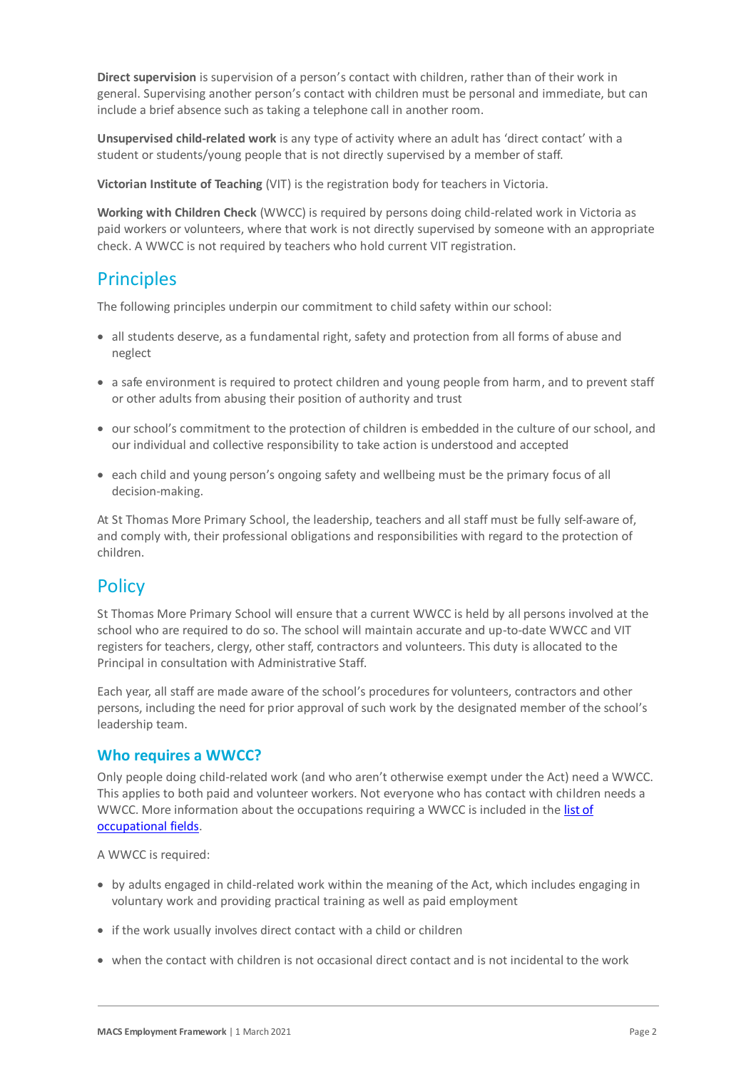**Direct supervision** is supervision of a person's contact with children, rather than of their work in general. Supervising another person's contact with children must be personal and immediate, but can include a brief absence such as taking a telephone call in another room.

**Unsupervised child-related work** is any type of activity where an adult has 'direct contact' with a student or students/young people that is not directly supervised by a member of staff.

**Victorian Institute of Teaching** (VIT) is the registration body for teachers in Victoria.

**Working with Children Check** (WWCC) is required by persons doing child-related work in Victoria as paid workers or volunteers, where that work is not directly supervised by someone with an appropriate check. A WWCC is not required by teachers who hold current VIT registration.

## Principles

The following principles underpin our commitment to child safety within our school:

- all students deserve, as a fundamental right, safety and protection from all forms of abuse and neglect
- a safe environment is required to protect children and young people from harm, and to prevent staff or other adults from abusing their position of authority and trust
- our school's commitment to the protection of children is embedded in the culture of our school, and our individual and collective responsibility to take action is understood and accepted
- each child and young person's ongoing safety and wellbeing must be the primary focus of all decision-making.

At St Thomas More Primary School, the leadership, teachers and all staff must be fully self-aware of, and comply with, their professional obligations and responsibilities with regard to the protection of children.

## Policy

St Thomas More Primary School will ensure that a current WWCC is held by all persons involved at the school who are required to do so. The school will maintain accurate and up-to-date WWCC and VIT registers for teachers, clergy, other staff, contractors and volunteers. This duty is allocated to the Principal in consultation with Administrative Staff.

Each year, all staff are made aware of the school's procedures for volunteers, contractors and other persons, including the need for prior approval of such work by the designated member of the school's leadership team.

### Who requires a WWCC?

Only people doing child-related work (and who aren't otherwise exempt under the Act) need a WWCC. This applies to both paid and volunteer workers. Not everyone who has contact with children needs a WWCC. More information about the occupations requiring a WWCC is included in the list of occupational fields.

A WWCC is required:

- by adults engaged in child-related work within the meaning of the Act, which includes engaging in voluntary work and providing practical training as well as paid employment
- if the work usually involves direct contact with a child or children
- when the contact with children is not occasional direct contact and is not incidental to the work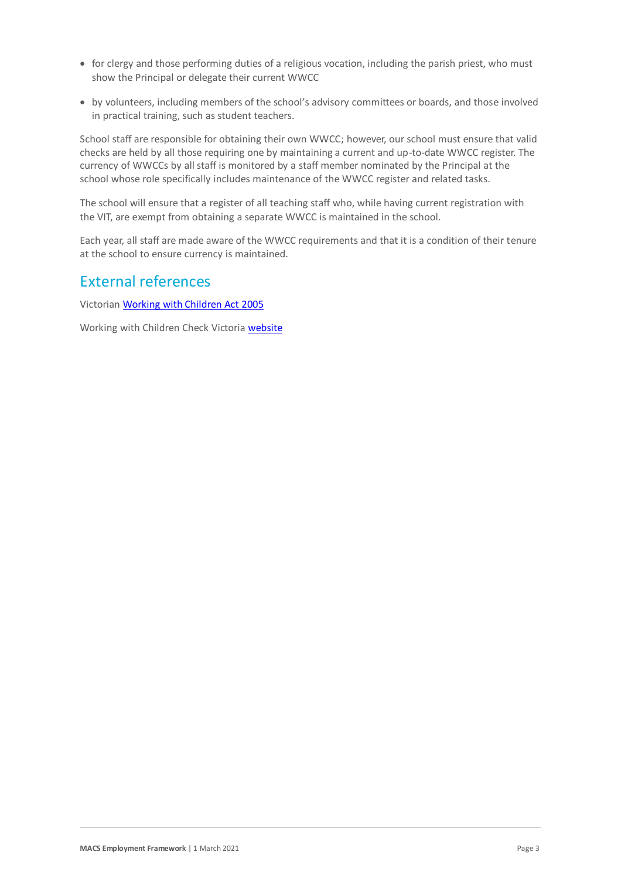- for clergy and those performing duties of a religious vocation, including the parish priest, who must show the Principal or delegate their current WWCC
- by volunteers, including members of the school's advisory committees or boards, and those involved in practical training, such as student teachers.

School staff are responsible for obtaining their own WWCC; however, our school must ensure that valid checks are held by all those requiring one by maintaining a current and up-to-date WWCC register. The currency of WWCCs by all staff is monitored by a staff member nominated by the Principal at the school whose role specifically includes maintenance of the WWCC register and related tasks.

The school will ensure that a register of all teaching staff who, while having current registration with the VIT, are exempt from obtaining a separate WWCC is maintained in the school.

Each year, all staff are made aware of the WWCC requirements and that it is a condition of their tenure at the school to ensure currency is maintained.

## External references

Victorian [Working with Children Act 2005]

Working with Children Check Victoria [website]